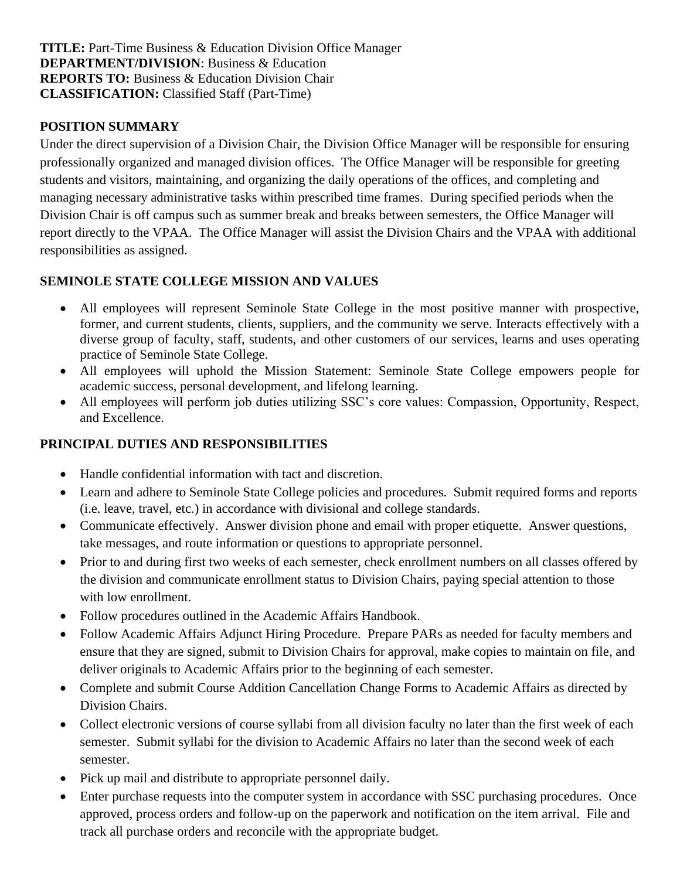**TITLE:** Part-Time Business & Education Division Office Manager
**DEPARTMENT/DIVISION**: Business & Education
**REPORTS TO:** Business & Education Division Chair
**CLASSIFICATION:** Classified Staff (Part-Time)

## POSITION SUMMARY

Under the direct supervision of a Division Chair, the Division Office Manager will be responsible for ensuring professionally organized and managed division offices. The Office Manager will be responsible for greeting students and visitors, maintaining, and organizing the daily operations of the offices, and completing and managing necessary administrative tasks within prescribed time frames. During specified periods when the Division Chair is off campus such as summer break and breaks between semesters, the Office Manager will report directly to the VPAA. The Office Manager will assist the Division Chairs and the VPAA with additional responsibilities as assigned.

## SEMINOLE STATE COLLEGE MISSION AND VALUES

- All employees will represent Seminole State College in the most positive manner with prospective, former, and current students, clients, suppliers, and the community we serve. Interacts effectively with a diverse group of faculty, staff, students, and other customers of our services, learns and uses operating practice of Seminole State College.
- All employees will uphold the Mission Statement: Seminole State College empowers people for academic success, personal development, and lifelong learning.
- All employees will perform job duties utilizing SSC's core values: Compassion, Opportunity, Respect, and Excellence.

## PRINCIPAL DUTIES AND RESPONSIBILITIES

- Handle confidential information with tact and discretion.
- Learn and adhere to Seminole State College policies and procedures. Submit required forms and reports (i.e. leave, travel, etc.) in accordance with divisional and college standards.
- Communicate effectively. Answer division phone and email with proper etiquette. Answer questions, take messages, and route information or questions to appropriate personnel.
- Prior to and during first two weeks of each semester, check enrollment numbers on all classes offered by the division and communicate enrollment status to Division Chairs, paying special attention to those with low enrollment.
- Follow procedures outlined in the Academic Affairs Handbook.
- Follow Academic Affairs Adjunct Hiring Procedure. Prepare PARs as needed for faculty members and ensure that they are signed, submit to Division Chairs for approval, make copies to maintain on file, and deliver originals to Academic Affairs prior to the beginning of each semester.
- Complete and submit Course Addition Cancellation Change Forms to Academic Affairs as directed by Division Chairs.
- Collect electronic versions of course syllabi from all division faculty no later than the first week of each semester. Submit syllabi for the division to Academic Affairs no later than the second week of each semester.
- Pick up mail and distribute to appropriate personnel daily.
- Enter purchase requests into the computer system in accordance with SSC purchasing procedures. Once approved, process orders and follow-up on the paperwork and notification on the item arrival. File and track all purchase orders and reconcile with the appropriate budget.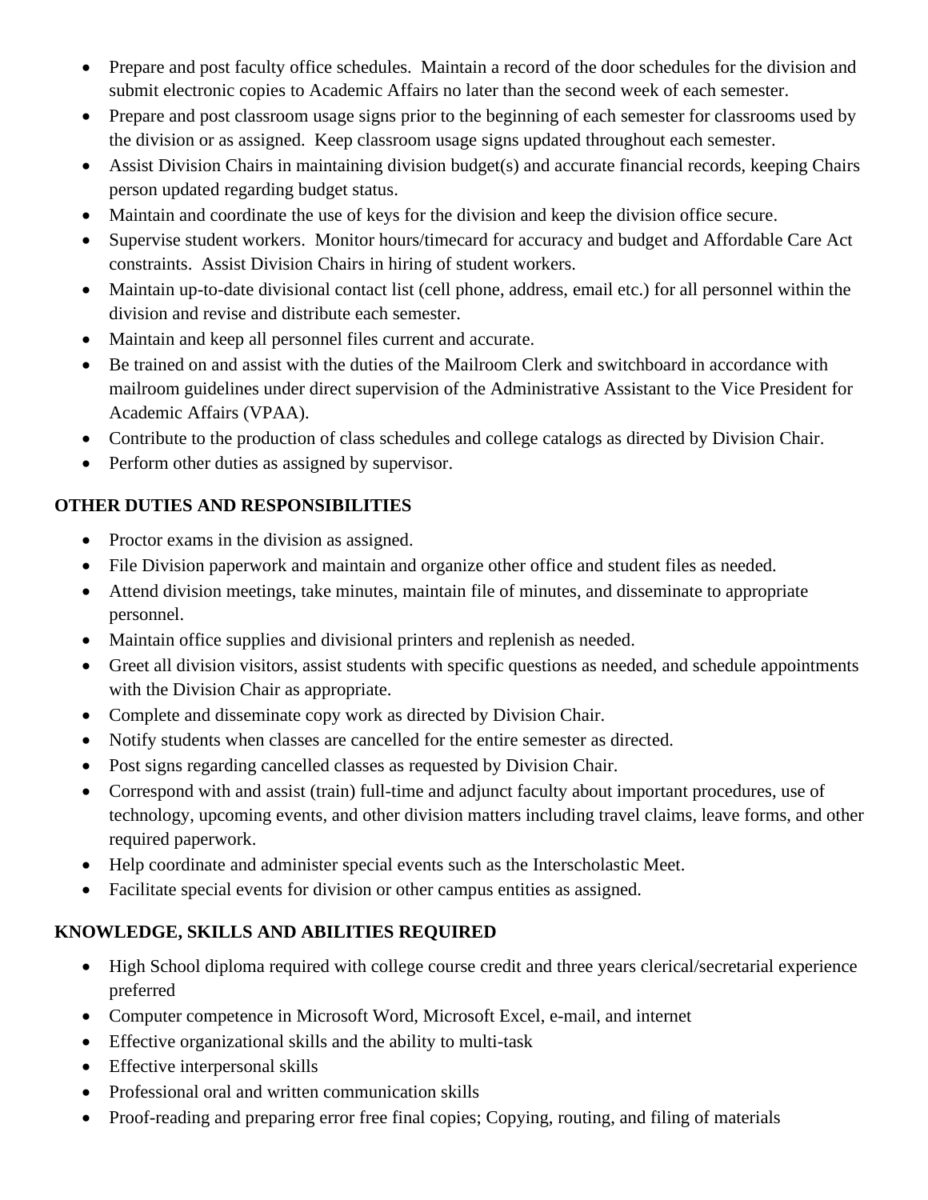- Prepare and post faculty office schedules. Maintain a record of the door schedules for the division and submit electronic copies to Academic Affairs no later than the second week of each semester.
- Prepare and post classroom usage signs prior to the beginning of each semester for classrooms used by the division or as assigned. Keep classroom usage signs updated throughout each semester.
- Assist Division Chairs in maintaining division budget(s) and accurate financial records, keeping Chairs person updated regarding budget status.
- Maintain and coordinate the use of keys for the division and keep the division office secure.
- Supervise student workers. Monitor hours/timecard for accuracy and budget and Affordable Care Act constraints. Assist Division Chairs in hiring of student workers.
- Maintain up-to-date divisional contact list (cell phone, address, email etc.) for all personnel within the division and revise and distribute each semester.
- Maintain and keep all personnel files current and accurate.
- Be trained on and assist with the duties of the Mailroom Clerk and switchboard in accordance with mailroom guidelines under direct supervision of the Administrative Assistant to the Vice President for Academic Affairs (VPAA).
- Contribute to the production of class schedules and college catalogs as directed by Division Chair.
- Perform other duties as assigned by supervisor.

**OTHER DUTIES AND RESPONSIBILITIES**

- Proctor exams in the division as assigned.
- File Division paperwork and maintain and organize other office and student files as needed.
- Attend division meetings, take minutes, maintain file of minutes, and disseminate to appropriate personnel.
- Maintain office supplies and divisional printers and replenish as needed.
- Greet all division visitors, assist students with specific questions as needed, and schedule appointments with the Division Chair as appropriate.
- Complete and disseminate copy work as directed by Division Chair.
- Notify students when classes are cancelled for the entire semester as directed.
- Post signs regarding cancelled classes as requested by Division Chair.
- Correspond with and assist (train) full-time and adjunct faculty about important procedures, use of technology, upcoming events, and other division matters including travel claims, leave forms, and other required paperwork.
- Help coordinate and administer special events such as the Interscholastic Meet.
- Facilitate special events for division or other campus entities as assigned.

**KNOWLEDGE, SKILLS AND ABILITIES REQUIRED**

- High School diploma required with college course credit and three years clerical/secretarial experience preferred
- Computer competence in Microsoft Word, Microsoft Excel, e-mail, and internet
- Effective organizational skills and the ability to multi-task
- Effective interpersonal skills
- Professional oral and written communication skills
- Proof-reading and preparing error free final copies; Copying, routing, and filing of materials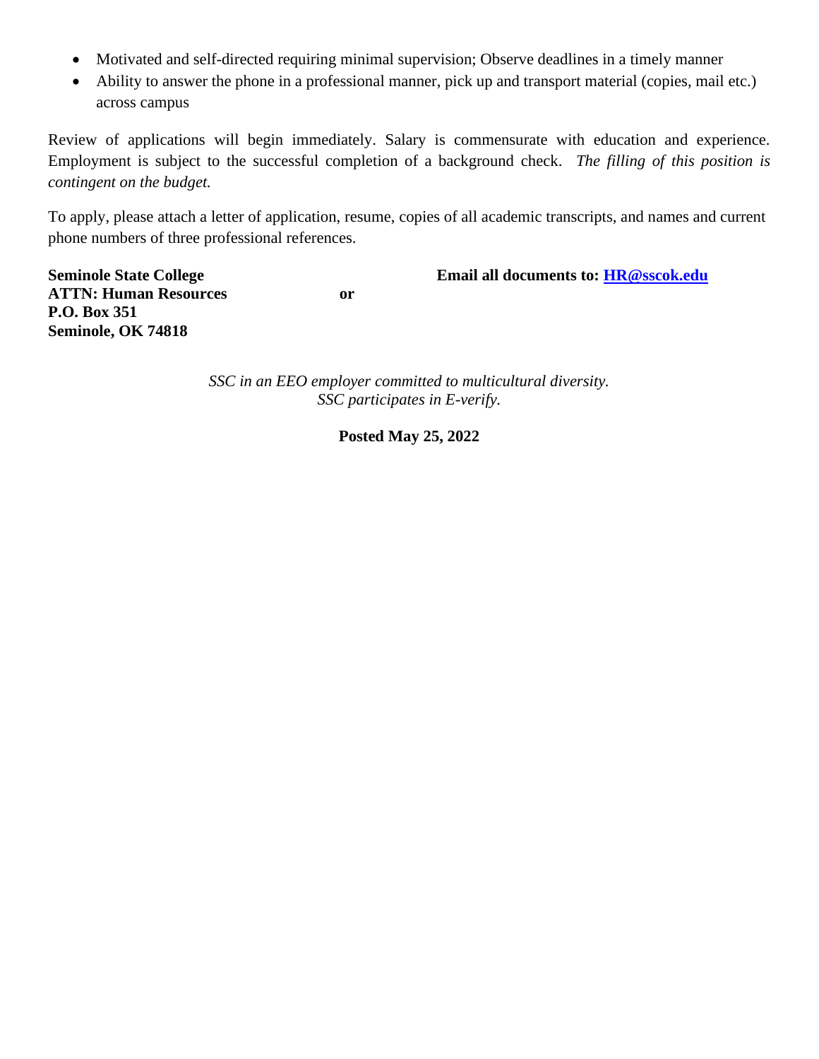- Motivated and self-directed requiring minimal supervision; Observe deadlines in a timely manner
- Ability to answer the phone in a professional manner, pick up and transport material (copies, mail etc.) across campus

Review of applications will begin immediately. Salary is commensurate with education and experience. Employment is subject to the successful completion of a background check. *The filling of this position is contingent on the budget.*

To apply, please attach a letter of application, resume, copies of all academic transcripts, and names and current phone numbers of three professional references.

**Seminole State College**
**ATTN: Human Resources**
**P.O. Box 351**
**Seminole, OK 74818**

**or**

**Email all documents to: [HR@sscok.edu](mailto:HR@sscok.edu)**

*SSC in an EEO employer committed to multicultural diversity.*
*SSC participates in E-verify.*

**Posted May 25, 2022**